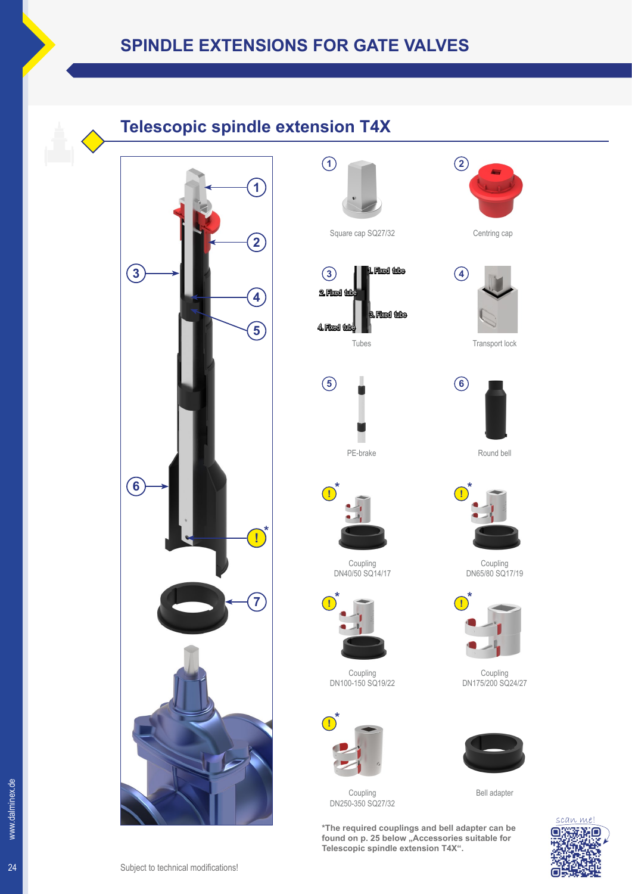# SPINDLE EXTENSIONS FOR GATE VALVES

## Telescopic spindle extension T4X

1 Square cap SQ27/32

2 Centring cap

3 Tubes

1. Fixed tube
2. Fixed tube
3. Fixed tube
4. Fixed tube

4 Transport lock

5 PE-brake

6 Round bell

! * Coupling DN40/50 SQ14/17

! * Coupling DN65/80 SQ17/19

! * Coupling DN100-150 SQ19/22

! * Coupling DN175/200 SQ24/27

! * Coupling DN250-350 SQ27/32

7 Bell adapter

**\*The required couplings and bell adapter can be found on p. 25 below „Accessories suitable for Telescopic spindle extension T4X“.**

scan me!

Subject to technical modifications!

www.dalminex.de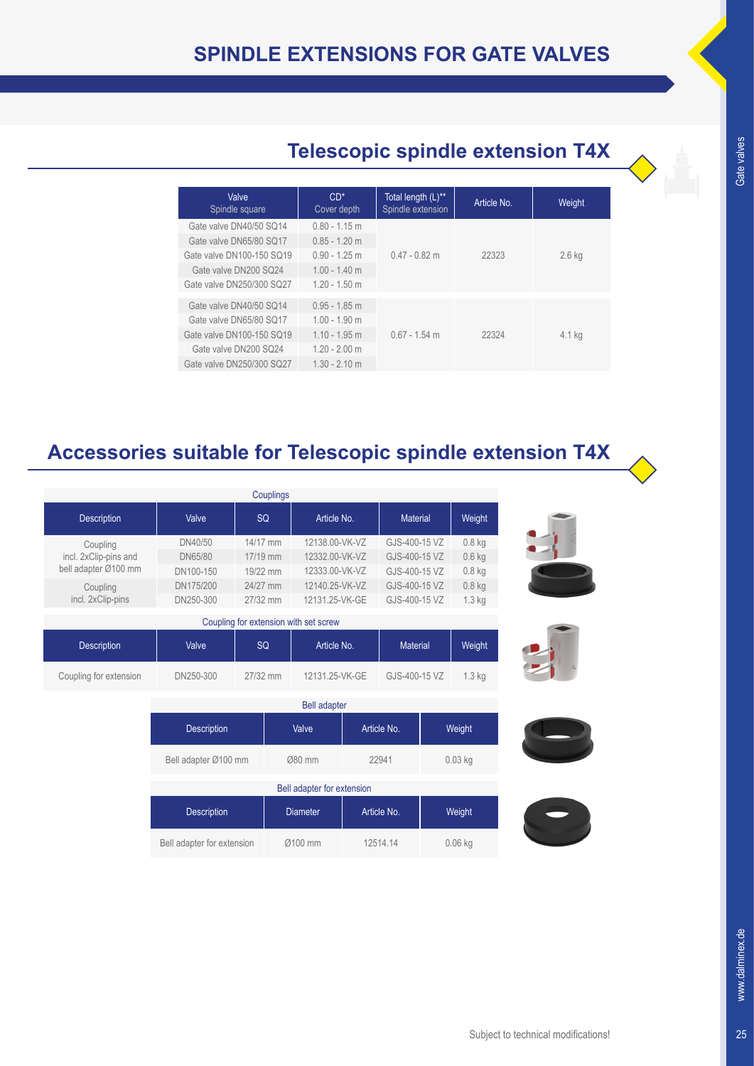# SPINDLE EXTENSIONS FOR GATE VALVES

## Telescopic spindle extension T4X

| Valve Spindle square | CD* Cover depth | Total length (L)** Spindle extension | Article No. | Weight |
|---|---|---|---|---|
| Gate valve DN40/50 SQ14 | 0.80 - 1.15 m | 0.47 - 0.82 m | 22323 | 2.6 kg |
| Gate valve DN65/80 SQ17 | 0.85 - 1.20 m | | | |
| Gate valve DN100-150 SQ19 | 0.90 - 1.25 m | | | |
| Gate valve DN200 SQ24 | 1.00 - 1.40 m | | | |
| Gate valve DN250/300 SQ27 | 1.20 - 1.50 m | | | |
| Gate valve DN40/50 SQ14 | 0.95 - 1.85 m | 0.67 - 1.54 m | 22324 | 4.1 kg |
| Gate valve DN65/80 SQ17 | 1.00 - 1.90 m | | | |
| Gate valve DN100-150 SQ19 | 1.10 - 1.95 m | | | |
| Gate valve DN200 SQ24 | 1.20 - 2.00 m | | | |
| Gate valve DN250/300 SQ27 | 1.30 - 2.10 m | | | |

## Accessories suitable for Telescopic spindle extension T4X

Couplings

| Description | Valve | SQ | Article No. | Material | Weight |
|---|---|---|---|---|---|
| Coupling incl. 2xClip-pins and bell adapter Ø100 mm | DN40/50 | 14/17 mm | 12138.00-VK-VZ | GJS-400-15 VZ | 0.8 kg |
| | DN65/80 | 17/19 mm | 12332.00-VK-VZ | GJS-400-15 VZ | 0.6 kg |
| | DN100-150 | 19/22 mm | 12333.00-VK-VZ | GJS-400-15 VZ | 0.8 kg |
| Coupling incl. 2xClip-pins | DN175/200 | 24/27 mm | 12140.25-VK-VZ | GJS-400-15 VZ | 0.8 kg |
| | DN250-300 | 27/32 mm | 12131.25-VK-GE | GJS-400-15 VZ | 1.3 kg |

Coupling for extension with set screw

| Description | Valve | SQ | Article No. | Material | Weight |
|---|---|---|---|---|---|
| Coupling for extension | DN250-300 | 27/32 mm | 12131.25-VK-GE | GJS-400-15 VZ | 1.3 kg |

Bell adapter

| Description | Valve | Article No. | Weight |
|---|---|---|---|
| Bell adapter Ø100 mm | Ø80 mm | 22941 | 0.03 kg |

Bell adapter for extension

| Description | Diameter | Article No. | Weight |
|---|---|---|---|
| Bell adapter for extension | Ø100 mm | 12514.14 | 0.06 kg |

Subject to technical modifications!